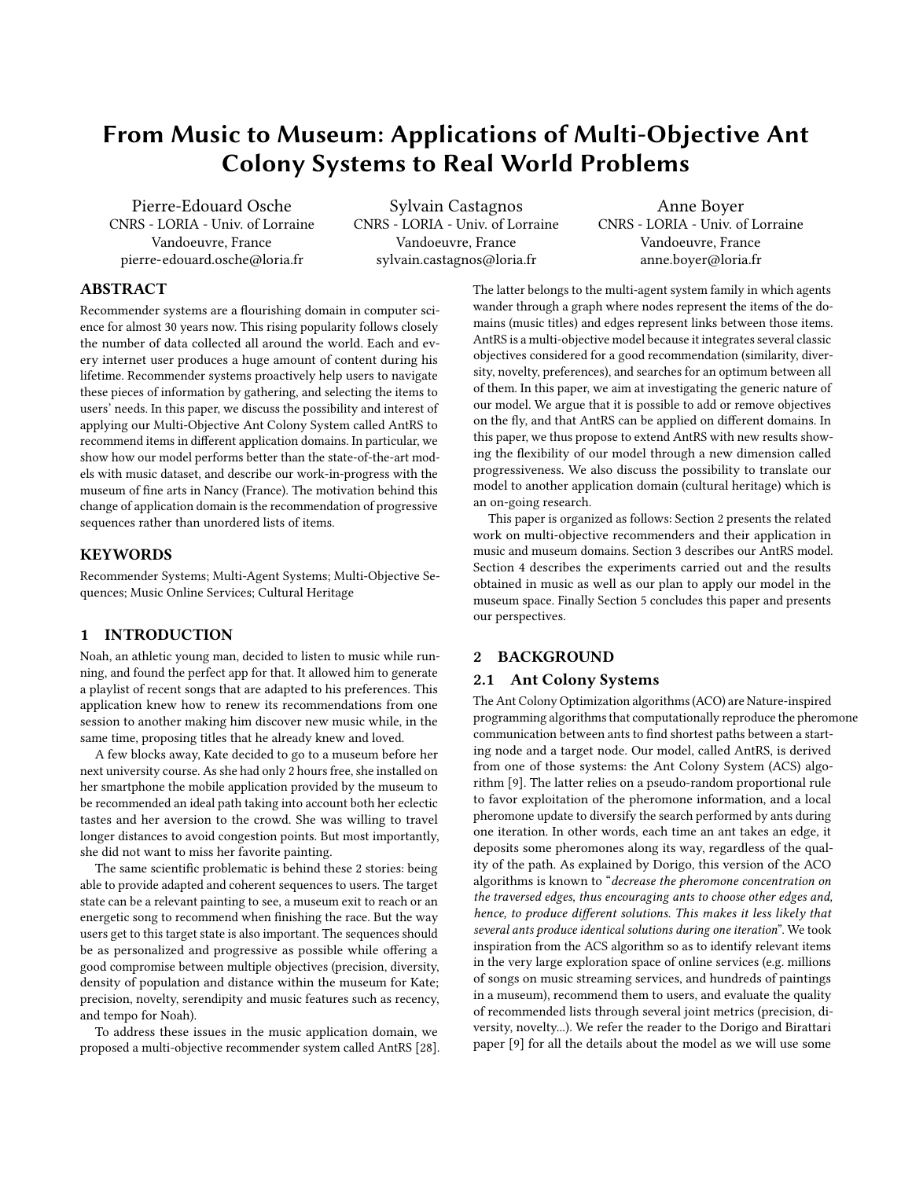# From Music to Museum: Applications of Multi-Objective Ant Colony Systems to Real World Problems

Pierre-Edouard Osche
CNRS - LORIA - Univ. of Lorraine
Vandoeuvre, France
pierre-edouard.osche@loria.fr

Sylvain Castagnos
CNRS - LORIA - Univ. of Lorraine
Vandoeuvre, France
sylvain.castagnos@loria.fr

Anne Boyer
CNRS - LORIA - Univ. of Lorraine
Vandoeuvre, France
anne.boyer@loria.fr

## ABSTRACT

Recommender systems are a flourishing domain in computer science for almost 30 years now. This rising popularity follows closely the number of data collected all around the world. Each and every internet user produces a huge amount of content during his lifetime. Recommender systems proactively help users to navigate these pieces of information by gathering, and selecting the items to users' needs. In this paper, we discuss the possibility and interest of applying our Multi-Objective Ant Colony System called AntRS to recommend items in different application domains. In particular, we show how our model performs better than the state-of-the-art models with music dataset, and describe our work-in-progress with the museum of fine arts in Nancy (France). The motivation behind this change of application domain is the recommendation of progressive sequences rather than unordered lists of items.

## KEYWORDS

Recommender Systems; Multi-Agent Systems; Multi-Objective Sequences; Music Online Services; Cultural Heritage

## 1 INTRODUCTION

Noah, an athletic young man, decided to listen to music while running, and found the perfect app for that. It allowed him to generate a playlist of recent songs that are adapted to his preferences. This application knew how to renew its recommendations from one session to another making him discover new music while, in the same time, proposing titles that he already knew and loved.

A few blocks away, Kate decided to go to a museum before her next university course. As she had only 2 hours free, she installed on her smartphone the mobile application provided by the museum to be recommended an ideal path taking into account both her eclectic tastes and her aversion to the crowd. She was willing to travel longer distances to avoid congestion points. But most importantly, she did not want to miss her favorite painting.

The same scientific problematic is behind these 2 stories: being able to provide adapted and coherent sequences to users. The target state can be a relevant painting to see, a museum exit to reach or an energetic song to recommend when finishing the race. But the way users get to this target state is also important. The sequences should be as personalized and progressive as possible while offering a good compromise between multiple objectives (precision, diversity, density of population and distance within the museum for Kate; precision, novelty, serendipity and music features such as recency, and tempo for Noah).

To address these issues in the music application domain, we proposed a multi-objective recommender system called AntRS [28]. The latter belongs to the multi-agent system family in which agents wander through a graph where nodes represent the items of the domains (music titles) and edges represent links between those items. AntRS is a multi-objective model because it integrates several classic objectives considered for a good recommendation (similarity, diversity, novelty, preferences), and searches for an optimum between all of them. In this paper, we aim at investigating the generic nature of our model. We argue that it is possible to add or remove objectives on the fly, and that AntRS can be applied on different domains. In this paper, we thus propose to extend AntRS with new results showing the flexibility of our model through a new dimension called progressiveness. We also discuss the possibility to translate our model to another application domain (cultural heritage) which is an on-going research.

This paper is organized as follows: Section 2 presents the related work on multi-objective recommenders and their application in music and museum domains. Section 3 describes our AntRS model. Section 4 describes the experiments carried out and the results obtained in music as well as our plan to apply our model in the museum space. Finally Section 5 concludes this paper and presents our perspectives.

## 2 BACKGROUND

### 2.1 Ant Colony Systems

The Ant Colony Optimization algorithms (ACO) are Nature-inspired programming algorithms that computationally reproduce the pheromone communication between ants to find shortest paths between a starting node and a target node. Our model, called AntRS, is derived from one of those systems: the Ant Colony System (ACS) algorithm [9]. The latter relies on a pseudo-random proportional rule to favor exploitation of the pheromone information, and a local pheromone update to diversify the search performed by ants during one iteration. In other words, each time an ant takes an edge, it deposits some pheromones along its way, regardless of the quality of the path. As explained by Dorigo, this version of the ACO algorithms is known to "*decrease the pheromone concentration on the traversed edges, thus encouraging ants to choose other edges and, hence, to produce different solutions. This makes it less likely that several ants produce identical solutions during one iteration*". We took inspiration from the ACS algorithm so as to identify relevant items in the very large exploration space of online services (e.g. millions of songs on music streaming services, and hundreds of paintings in a museum), recommend them to users, and evaluate the quality of recommended lists through several joint metrics (precision, diversity, novelty...). We refer the reader to the Dorigo and Birattari paper [9] for all the details about the model as we will use some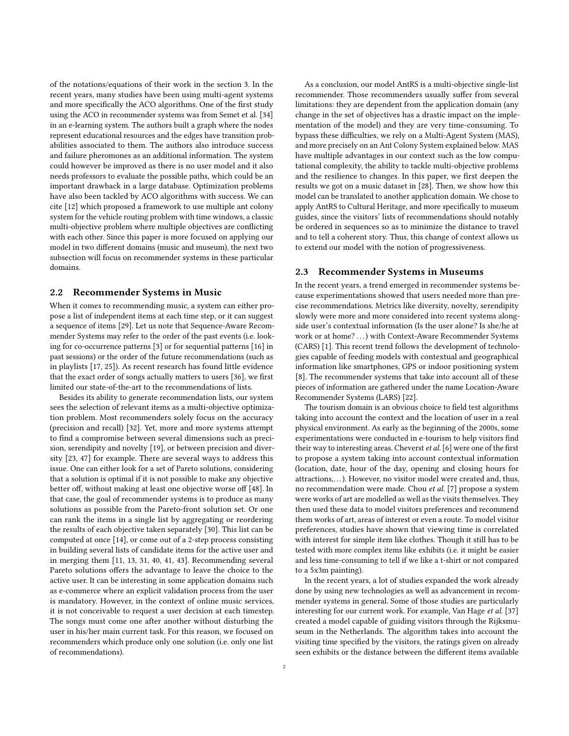of the notations/equations of their work in the section 3. In the recent years, many studies have been using multi-agent systems and more specifically the ACO algorithms. One of the first study using the ACO in recommender systems was from Semet et al. [34] in an e-learning system. The authors built a graph where the nodes represent educational resources and the edges have transition probabilities associated to them. The authors also introduce success and failure pheromones as an additional information. The system could however be improved as there is no user model and it also needs professors to evaluate the possible paths, which could be an important drawback in a large database. Optimization problems have also been tackled by ACO algorithms with success. We can cite [12] which proposed a framework to use multiple ant colony system for the vehicle routing problem with time windows, a classic multi-objective problem where multiple objectives are conflicting with each other. Since this paper is more focused on applying our model in two different domains (music and museum), the next two subsection will focus on recommender systems in these particular domains.

## 2.2 Recommender Systems in Music

When it comes to recommending music, a system can either propose a list of independent items at each time step, or it can suggest a sequence of items [29]. Let us note that Sequence-Aware Recommender Systems may refer to the order of the past events (i.e. looking for co-occurrence patterns [3] or for sequential patterns [16] in past sessions) or the order of the future recommendations (such as in playlists [17, 25]). As recent research has found little evidence that the exact order of songs actually matters to users [36], we first limited our state-of-the-art to the recommendations of lists.

Besides its ability to generate recommendation lists, our system sees the selection of relevant items as a multi-objective optimization problem. Most recommenders solely focus on the accuracy (precision and recall) [32]. Yet, more and more systems attempt to find a compromise between several dimensions such as precision, serendipity and novelty [19], or between precision and diversity [23, 47] for example. There are several ways to address this issue. One can either look for a set of Pareto solutions, considering that a solution is optimal if it is not possible to make any objective better off, without making at least one objective worse off [48]. In that case, the goal of recommender systems is to produce as many solutions as possible from the Pareto-front solution set. Or one can rank the items in a single list by aggregating or reordering the results of each objective taken separately [30]. This list can be computed at once [14], or come out of a 2-step process consisting in building several lists of candidate items for the active user and in merging them [11, 13, 31, 40, 41, 43]. Recommending several Pareto solutions offers the advantage to leave the choice to the active user. It can be interesting in some application domains such as e-commerce where an explicit validation process from the user is mandatory. However, in the context of online music services, it is not conceivable to request a user decision at each timestep. The songs must come one after another without disturbing the user in his/her main current task. For this reason, we focused on recommenders which produce only one solution (i.e. only one list of recommendations).

As a conclusion, our model AntRS is a multi-objective single-list recommender. Those recommenders usually suffer from several limitations: they are dependent from the application domain (any change in the set of objectives has a drastic impact on the implementation of the model) and they are very time-consuming. To bypass these difficulties, we rely on a Multi-Agent System (MAS), and more precisely on an Ant Colony System explained below. MAS have multiple advantages in our context such as the low computational complexity, the ability to tackle multi-objective problems and the resilience to changes. In this paper, we first deepen the results we got on a music dataset in [28]. Then, we show how this model can be translated to another application domain. We chose to apply AntRS to Cultural Heritage, and more specifically to museum guides, since the visitors' lists of recommendations should notably be ordered in sequences so as to minimize the distance to travel and to tell a coherent story. Thus, this change of context allows us to extend our model with the notion of progressiveness.

## 2.3 Recommender Systems in Museums

In the recent years, a trend emerged in recommender systems because experimentations showed that users needed more than precise recommendations. Metrics like diversity, novelty, serendipity slowly were more and more considered into recent systems alongside user's contextual information (Is the user alone? Is she/he at work or at home? …) with Context-Aware Recommender Systems (CARS) [1]. This recent trend follows the development of technologies capable of feeding models with contextual and geographical information like smartphones, GPS or indoor positioning system [8]. The recommender systems that take into account all of these pieces of information are gathered under the name Location-Aware Recommender Systems (LARS) [22].

The tourism domain is an obvious choice to field test algorithms taking into account the context and the location of user in a real physical environment. As early as the beginning of the 2000s, some experimentations were conducted in e-tourism to help visitors find their way to interesting areas. Cheverst *et al.* [6] were one of the first to propose a system taking into account contextual information (location, date, hour of the day, opening and closing hours for attractions,…). However, no visitor model were created and, thus, no recommendation were made. Chou *et al.* [7] propose a system were works of art are modelled as well as the visits themselves. They then used these data to model visitors preferences and recommend them works of art, areas of interest or even a route. To model visitor preferences, studies have shown that viewing time is correlated with interest for simple item like clothes. Though it still has to be tested with more complex items like exhibits (i.e. it might be easier and less time-consuming to tell if we like a t-shirt or not compared to a 5x3m painting).

In the recent years, a lot of studies expanded the work already done by using new technologies as well as advancement in recommender systems in general. Some of those studies are particularly interesting for our current work. For example, Van Hage *et al.* [37] created a model capable of guiding visitors through the Rijksmuseum in the Netherlands. The algorithm takes into account the visiting time specified by the visitors, the ratings given on already seen exhibits or the distance between the different items available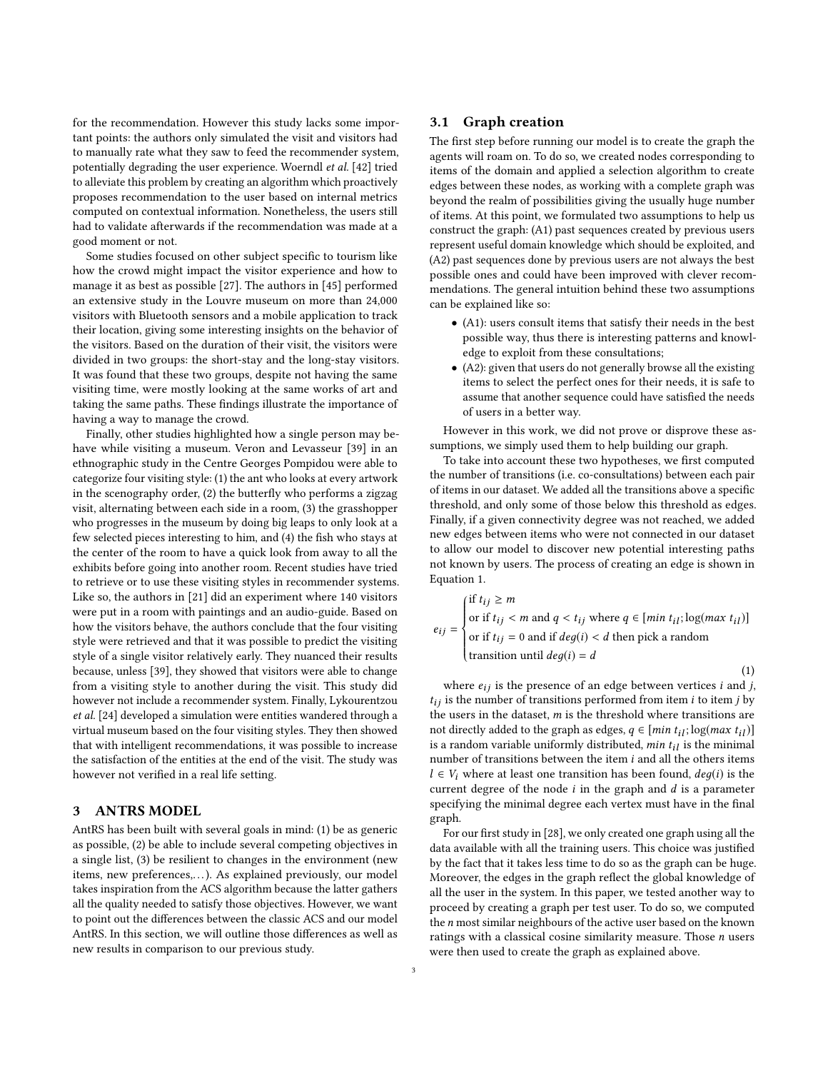for the recommendation. However this study lacks some important points: the authors only simulated the visit and visitors had to manually rate what they saw to feed the recommender system, potentially degrading the user experience. Woerndl *et al.* [42] tried to alleviate this problem by creating an algorithm which proactively proposes recommendation to the user based on internal metrics computed on contextual information. Nonetheless, the users still had to validate afterwards if the recommendation was made at a good moment or not.

Some studies focused on other subject specific to tourism like how the crowd might impact the visitor experience and how to manage it as best as possible [27]. The authors in [45] performed an extensive study in the Louvre museum on more than 24,000 visitors with Bluetooth sensors and a mobile application to track their location, giving some interesting insights on the behavior of the visitors. Based on the duration of their visit, the visitors were divided in two groups: the short-stay and the long-stay visitors. It was found that these two groups, despite not having the same visiting time, were mostly looking at the same works of art and taking the same paths. These findings illustrate the importance of having a way to manage the crowd.

Finally, other studies highlighted how a single person may behave while visiting a museum. Veron and Levasseur [39] in an ethnographic study in the Centre Georges Pompidou were able to categorize four visiting style: (1) the ant who looks at every artwork in the scenography order, (2) the butterfly who performs a zigzag visit, alternating between each side in a room, (3) the grasshopper who progresses in the museum by doing big leaps to only look at a few selected pieces interesting to him, and (4) the fish who stays at the center of the room to have a quick look from away to all the exhibits before going into another room. Recent studies have tried to retrieve or to use these visiting styles in recommender systems. Like so, the authors in [21] did an experiment where 140 visitors were put in a room with paintings and an audio-guide. Based on how the visitors behave, the authors conclude that the four visiting style were retrieved and that it was possible to predict the visiting style of a single visitor relatively early. They nuanced their results because, unless [39], they showed that visitors were able to change from a visiting style to another during the visit. This study did however not include a recommender system. Finally, Lykourentzou *et al.* [24] developed a simulation were entities wandered through a virtual museum based on the four visiting styles. They then showed that with intelligent recommendations, it was possible to increase the satisfaction of the entities at the end of the visit. The study was however not verified in a real life setting.

## 3 ANTRS MODEL

AntRS has been built with several goals in mind: (1) be as generic as possible, (2) be able to include several competing objectives in a single list, (3) be resilient to changes in the environment (new items, new preferences,...). As explained previously, our model takes inspiration from the ACS algorithm because the latter gathers all the quality needed to satisfy those objectives. However, we want to point out the differences between the classic ACS and our model AntRS. In this section, we will outline those differences as well as new results in comparison to our previous study.

### 3.1 Graph creation

The first step before running our model is to create the graph the agents will roam on. To do so, we created nodes corresponding to items of the domain and applied a selection algorithm to create edges between these nodes, as working with a complete graph was beyond the realm of possibilities giving the usually huge number of items. At this point, we formulated two assumptions to help us construct the graph: (A1) past sequences created by previous users represent useful domain knowledge which should be exploited, and (A2) past sequences done by previous users are not always the best possible ones and could have been improved with clever recommendations. The general intuition behind these two assumptions can be explained like so:

- (A1): users consult items that satisfy their needs in the best possible way, thus there is interesting patterns and knowledge to exploit from these consultations;
- (A2): given that users do not generally browse all the existing items to select the perfect ones for their needs, it is safe to assume that another sequence could have satisfied the needs of users in a better way.

However in this work, we did not prove or disprove these assumptions, we simply used them to help building our graph.

To take into account these two hypotheses, we first computed the number of transitions (i.e. co-consultations) between each pair of items in our dataset. We added all the transitions above a specific threshold, and only some of those below this threshold as edges. Finally, if a given connectivity degree was not reached, we added new edges between items who were not connected in our dataset to allow our model to discover new potential interesting paths not known by users. The process of creating an edge is shown in Equation 1.

$$e_{ij} = \begin{cases} \text{if } t_{ij} \geq m \\ \text{or if } t_{ij} < m \text{ and } q < t_{ij} \text{ where } q \in [\min t_{il}; \log(\max t_{il})] \\ \text{or if } t_{ij} = 0 \text{ and if } deg(i) < d \text{ then pick a random} \\ \text{transition until } deg(i) = d \end{cases} \tag{1}$$

where $e_{ij}$ is the presence of an edge between vertices $i$ and $j$, $t_{ij}$ is the number of transitions performed from item $i$ to item $j$ by the users in the dataset, $m$ is the threshold where transitions are not directly added to the graph as edges, $q \in [\min t_{il}; \log(\max t_{il})]$ is a random variable uniformly distributed, $\min t_{il}$ is the minimal number of transitions between the item $i$ and all the others items $l \in V_i$ where at least one transition has been found, $deg(i)$ is the current degree of the node $i$ in the graph and $d$ is a parameter specifying the minimal degree each vertex must have in the final graph.

For our first study in [28], we only created one graph using all the data available with all the training users. This choice was justified by the fact that it takes less time to do so as the graph can be huge. Moreover, the edges in the graph reflect the global knowledge of all the user in the system. In this paper, we tested another way to proceed by creating a graph per test user. To do so, we computed the $n$ most similar neighbours of the active user based on the known ratings with a classical cosine similarity measure. Those $n$ users were then used to create the graph as explained above.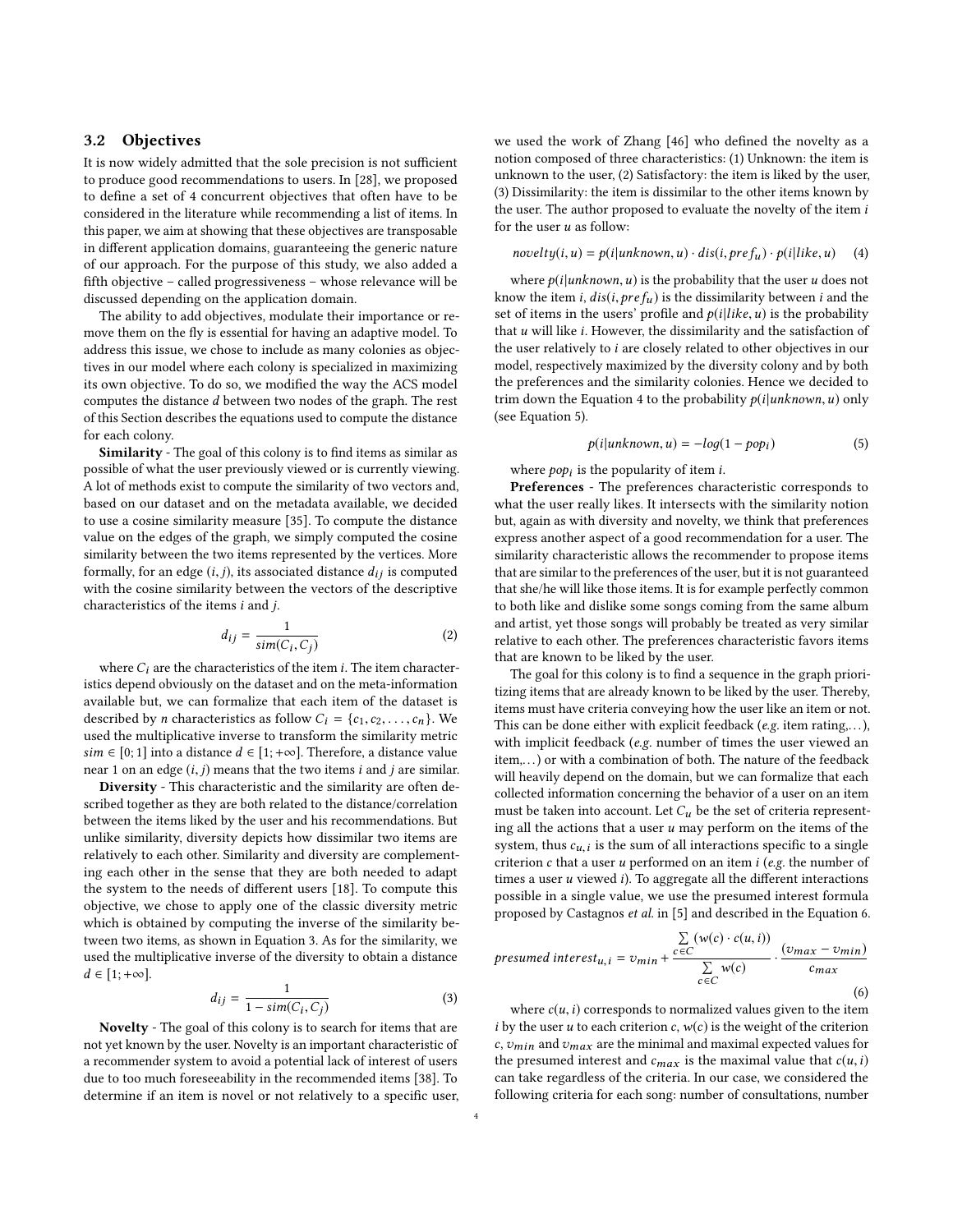### 3.2 Objectives

It is now widely admitted that the sole precision is not sufficient to produce good recommendations to users. In [28], we proposed to define a set of 4 concurrent objectives that often have to be considered in the literature while recommending a list of items. In this paper, we aim at showing that these objectives are transposable in different application domains, guaranteeing the generic nature of our approach. For the purpose of this study, we also added a fifth objective – called progressiveness – whose relevance will be discussed depending on the application domain.

The ability to add objectives, modulate their importance or remove them on the fly is essential for having an adaptive model. To address this issue, we chose to include as many colonies as objectives in our model where each colony is specialized in maximizing its own objective. To do so, we modified the way the ACS model computes the distance $d$ between two nodes of the graph. The rest of this Section describes the equations used to compute the distance for each colony.

**Similarity** - The goal of this colony is to find items as similar as possible of what the user previously viewed or is currently viewing. A lot of methods exist to compute the similarity of two vectors and, based on our dataset and on the metadata available, we decided to use a cosine similarity measure [35]. To compute the distance value on the edges of the graph, we simply computed the cosine similarity between the two items represented by the vertices. More formally, for an edge $(i, j)$, its associated distance $d_{ij}$ is computed with the cosine similarity between the vectors of the descriptive characteristics of the items $i$ and $j$.

$$d_{ij} = \frac{1}{sim(C_i, C_j)} \tag{2}$$

where $C_i$ are the characteristics of the item $i$. The item characteristics depend obviously on the dataset and on the meta-information available but, we can formalize that each item of the dataset is described by $n$ characteristics as follow $C_i = \{c_1, c_2, \ldots, c_n\}$. We used the multiplicative inverse to transform the similarity metric $sim \in [0; 1]$ into a distance $d \in [1; +\infty]$. Therefore, a distance value near 1 on an edge $(i, j)$ means that the two items $i$ and $j$ are similar.

**Diversity** - This characteristic and the similarity are often described together as they are both related to the distance/correlation between the items liked by the user and his recommendations. But unlike similarity, diversity depicts how dissimilar two items are relatively to each other. Similarity and diversity are complementing each other in the sense that they are both needed to adapt the system to the needs of different users [18]. To compute this objective, we chose to apply one of the classic diversity metric which is obtained by computing the inverse of the similarity between two items, as shown in Equation 3. As for the similarity, we used the multiplicative inverse of the diversity to obtain a distance $d \in [1; +\infty]$.

$$d_{ij} = \frac{1}{1 - sim(C_i, C_j)} \tag{3}$$

**Novelty** - The goal of this colony is to search for items that are not yet known by the user. Novelty is an important characteristic of a recommender system to avoid a potential lack of interest of users due to too much foreseeability in the recommended items [38]. To determine if an item is novel or not relatively to a specific user, we used the work of Zhang [46] who defined the novelty as a notion composed of three characteristics: (1) Unknown: the item is unknown to the user, (2) Satisfactory: the item is liked by the user, (3) Dissimilarity: the item is dissimilar to the other items known by the user. The author proposed to evaluate the novelty of the item $i$ for the user $u$ as follow:

$$novelty(i, u) = p(i|unknown, u) \cdot dis(i, pref_u) \cdot p(i|like, u) \tag{4}$$

where $p(i|unknown, u)$ is the probability that the user $u$ does not know the item $i$, $dis(i, pref_u)$ is the dissimilarity between $i$ and the set of items in the users' profile and $p(i|like, u)$ is the probability that $u$ will like $i$. However, the dissimilarity and the satisfaction of the user relatively to $i$ are closely related to other objectives in our model, respectively maximized by the diversity colony and by both the preferences and the similarity colonies. Hence we decided to trim down the Equation 4 to the probability $p(i|unknown, u)$ only (see Equation 5).

$$p(i|unknown, u) = -log(1 - pop_i) \tag{5}$$

where $pop_i$ is the popularity of item $i$.

**Preferences** - The preferences characteristic corresponds to what the user really likes. It intersects with the similarity notion but, again as with diversity and novelty, we think that preferences express another aspect of a good recommendation for a user. The similarity characteristic allows the recommender to propose items that are similar to the preferences of the user, but it is not guaranteed that she/he will like those items. It is for example perfectly common to both like and dislike some songs coming from the same album and artist, yet those songs will probably be treated as very similar relative to each other. The preferences characteristic favors items that are known to be liked by the user.

The goal for this colony is to find a sequence in the graph prioritizing items that are already known to be liked by the user. Thereby, items must have criteria conveying how the user like an item or not. This can be done either with explicit feedback (*e.g.* item rating,...), with implicit feedback (*e.g.* number of times the user viewed an item,...) or with a combination of both. The nature of the feedback will heavily depend on the domain, but we can formalize that each collected information concerning the behavior of a user on an item must be taken into account. Let $C_u$ be the set of criteria representing all the actions that a user $u$ may perform on the items of the system, thus $c_{u,i}$ is the sum of all interactions specific to a single criterion $c$ that a user $u$ performed on an item $i$ (*e.g.* the number of times a user $u$ viewed $i$). To aggregate all the different interactions possible in a single value, we use the presumed interest formula proposed by Castagnos *et al.* in [5] and described in the Equation 6.

$$presumed\ interest_{u,i} = v_{min} + \frac{\sum_{c \in C} (w(c) \cdot c(u,i))}{\sum_{c \in C} w(c)} \cdot \frac{(v_{max} - v_{min})}{c_{max}} \tag{6}$$

where $c(u, i)$ corresponds to normalized values given to the item $i$ by the user $u$ to each criterion $c$, $w(c)$ is the weight of the criterion $c$, $v_{min}$ and $v_{max}$ are the minimal and maximal expected values for the presumed interest and $c_{max}$ is the maximal value that $c(u, i)$ can take regardless of the criteria. In our case, we considered the following criteria for each song: number of consultations, number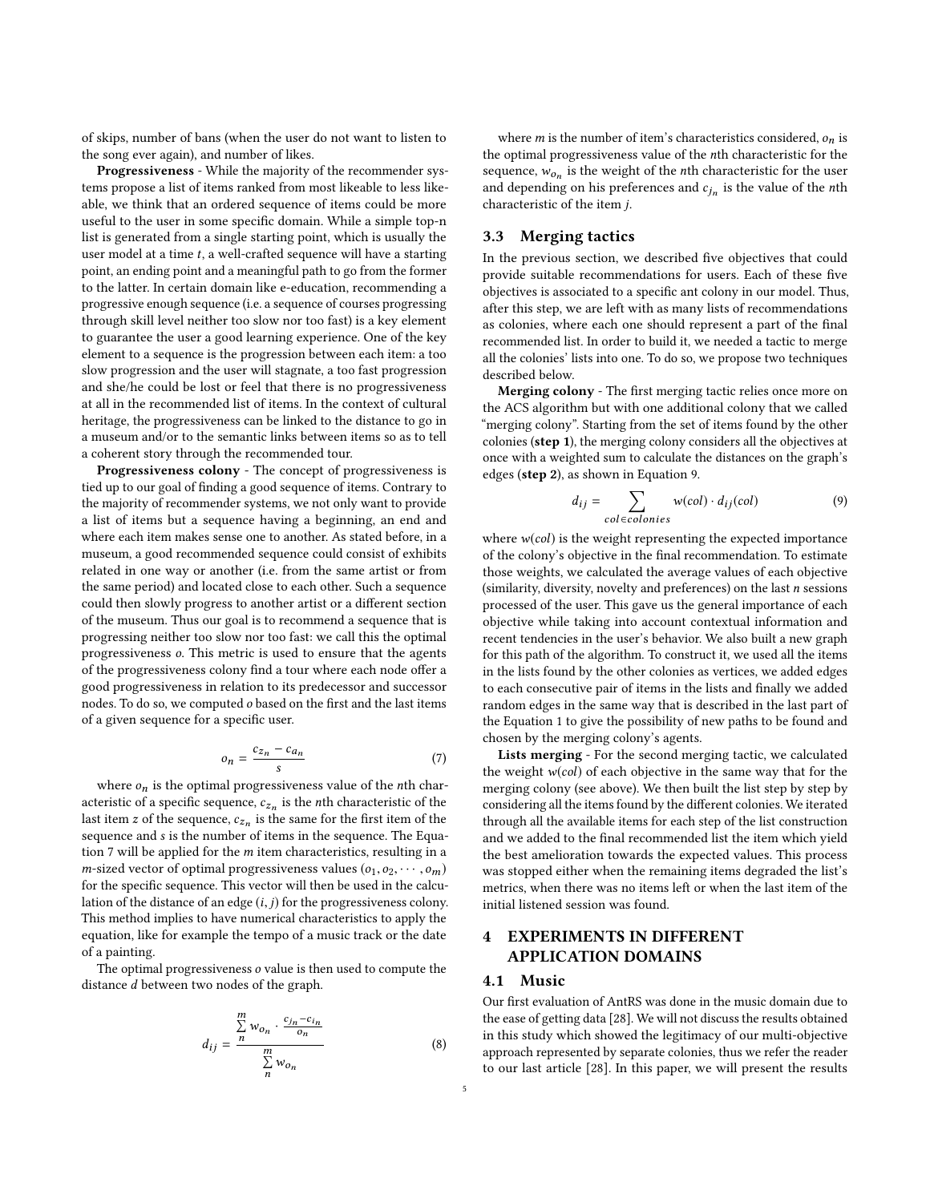of skips, number of bans (when the user do not want to listen to the song ever again), and number of likes.

**Progressiveness** - While the majority of the recommender systems propose a list of items ranked from most likeable to less likeable, we think that an ordered sequence of items could be more useful to the user in some specific domain. While a simple top-n list is generated from a single starting point, which is usually the user model at a time $t$, a well-crafted sequence will have a starting point, an ending point and a meaningful path to go from the former to the latter. In certain domain like e-education, recommending a progressive enough sequence (i.e. a sequence of courses progressing through skill level neither too slow nor too fast) is a key element to guarantee the user a good learning experience. One of the key element to a sequence is the progression between each item: a too slow progression and the user will stagnate, a too fast progression and she/he could be lost or feel that there is no progressiveness at all in the recommended list of items. In the context of cultural heritage, the progressiveness can be linked to the distance to go in a museum and/or to the semantic links between items so as to tell a coherent story through the recommended tour.

**Progressiveness colony** - The concept of progressiveness is tied up to our goal of finding a good sequence of items. Contrary to the majority of recommender systems, we not only want to provide a list of items but a sequence having a beginning, an end and where each item makes sense one to another. As stated before, in a museum, a good recommended sequence could consist of exhibits related in one way or another (i.e. from the same artist or from the same period) and located close to each other. Such a sequence could then slowly progress to another artist or a different section of the museum. Thus our goal is to recommend a sequence that is progressing neither too slow nor too fast: we call this the optimal progressiveness $o$. This metric is used to ensure that the agents of the progressiveness colony find a tour where each node offer a good progressiveness in relation to its predecessor and successor nodes. To do so, we computed $o$ based on the first and the last items of a given sequence for a specific user.

$$o_n = \frac{c_{z_n} - c_{a_n}}{s} \tag{7}$$

where $o_n$ is the optimal progressiveness value of the $n$th characteristic of a specific sequence, $c_{z_n}$ is the $n$th characteristic of the last item $z$ of the sequence, $c_{z_n}$ is the same for the first item of the sequence and $s$ is the number of items in the sequence. The Equation 7 will be applied for the $m$ item characteristics, resulting in a $m$-sized vector of optimal progressiveness values $(o_1, o_2, \cdots, o_m)$ for the specific sequence. This vector will then be used in the calculation of the distance of an edge $(i, j)$ for the progressiveness colony. This method implies to have numerical characteristics to apply the equation, like for example the tempo of a music track or the date of a painting.

The optimal progressiveness $o$ value is then used to compute the distance $d$ between two nodes of the graph.

$$d_{ij} = \frac{\sum\limits_{n}^{m} w_{o_n} \cdot \frac{c_{j_n} - c_{i_n}}{o_n}}{\sum\limits_{n}^{m} w_{o_n}} \tag{8}$$

where $m$ is the number of item's characteristics considered, $o_n$ is the optimal progressiveness value of the $n$th characteristic for the sequence, $w_{o_n}$ is the weight of the $n$th characteristic for the user and depending on his preferences and $c_{j_n}$ is the value of the $n$th characteristic of the item $j$.

### 3.3 Merging tactics

In the previous section, we described five objectives that could provide suitable recommendations for users. Each of these five objectives is associated to a specific ant colony in our model. Thus, after this step, we are left with as many lists of recommendations as colonies, where each one should represent a part of the final recommended list. In order to build it, we needed a tactic to merge all the colonies' lists into one. To do so, we propose two techniques described below.

**Merging colony** - The first merging tactic relies once more on the ACS algorithm but with one additional colony that we called "merging colony". Starting from the set of items found by the other colonies (**step 1**), the merging colony considers all the objectives at once with a weighted sum to calculate the distances on the graph's edges (**step 2**), as shown in Equation 9.

$$d_{ij} = \sum_{col \in colonies} w(col) \cdot d_{ij}(col) \tag{9}$$

where $w(col)$ is the weight representing the expected importance of the colony's objective in the final recommendation. To estimate those weights, we calculated the average values of each objective (similarity, diversity, novelty and preferences) on the last $n$ sessions processed of the user. This gave us the general importance of each objective while taking into account contextual information and recent tendencies in the user's behavior. We also built a new graph for this path of the algorithm. To construct it, we used all the items in the lists found by the other colonies as vertices, we added edges to each consecutive pair of items in the lists and finally we added random edges in the same way that is described in the last part of the Equation 1 to give the possibility of new paths to be found and chosen by the merging colony's agents.

**Lists merging** - For the second merging tactic, we calculated the weight $w(col)$ of each objective in the same way that for the merging colony (see above). We then built the list step by step by considering all the items found by the different colonies. We iterated through all the available items for each step of the list construction and we added to the final recommended list the item which yield the best amelioration towards the expected values. This process was stopped either when the remaining items degraded the list's metrics, when there was no items left or when the last item of the initial listened session was found.

## 4 EXPERIMENTS IN DIFFERENT APPLICATION DOMAINS

### 4.1 Music

Our first evaluation of AntRS was done in the music domain due to the ease of getting data [28]. We will not discuss the results obtained in this study which showed the legitimacy of our multi-objective approach represented by separate colonies, thus we refer the reader to our last article [28]. In this paper, we will present the results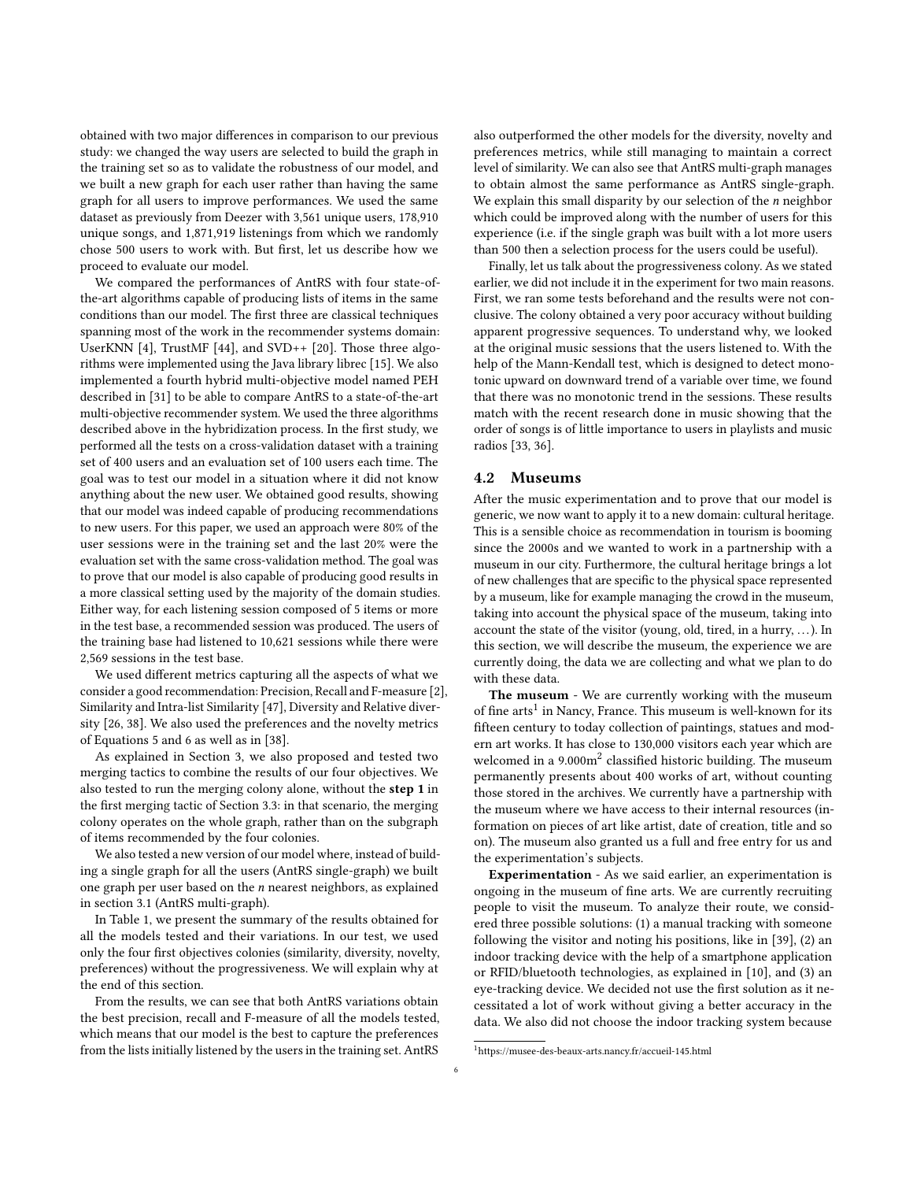obtained with two major differences in comparison to our previous study: we changed the way users are selected to build the graph in the training set so as to validate the robustness of our model, and we built a new graph for each user rather than having the same graph for all users to improve performances. We used the same dataset as previously from Deezer with 3,561 unique users, 178,910 unique songs, and 1,871,919 listenings from which we randomly chose 500 users to work with. But first, let us describe how we proceed to evaluate our model.

We compared the performances of AntRS with four state-of-the-art algorithms capable of producing lists of items in the same conditions than our model. The first three are classical techniques spanning most of the work in the recommender systems domain: UserKNN [4], TrustMF [44], and SVD++ [20]. Those three algorithms were implemented using the Java library librec [15]. We also implemented a fourth hybrid multi-objective model named PEH described in [31] to be able to compare AntRS to a state-of-the-art multi-objective recommender system. We used the three algorithms described above in the hybridization process. In the first study, we performed all the tests on a cross-validation dataset with a training set of 400 users and an evaluation set of 100 users each time. The goal was to test our model in a situation where it did not know anything about the new user. We obtained good results, showing that our model was indeed capable of producing recommendations to new users. For this paper, we used an approach were 80% of the user sessions were in the training set and the last 20% were the evaluation set with the same cross-validation method. The goal was to prove that our model is also capable of producing good results in a more classical setting used by the majority of the domain studies. Either way, for each listening session composed of 5 items or more in the test base, a recommended session was produced. The users of the training base had listened to 10,621 sessions while there were 2,569 sessions in the test base.

We used different metrics capturing all the aspects of what we consider a good recommendation: Precision, Recall and F-measure [2], Similarity and Intra-list Similarity [47], Diversity and Relative diversity [26, 38]. We also used the preferences and the novelty metrics of Equations 5 and 6 as well as in [38].

As explained in Section 3, we also proposed and tested two merging tactics to combine the results of our four objectives. We also tested to run the merging colony alone, without the **step 1** in the first merging tactic of Section 3.3: in that scenario, the merging colony operates on the whole graph, rather than on the subgraph of items recommended by the four colonies.

We also tested a new version of our model where, instead of building a single graph for all the users (AntRS single-graph) we built one graph per user based on the *n* nearest neighbors, as explained in section 3.1 (AntRS multi-graph).

In Table 1, we present the summary of the results obtained for all the models tested and their variations. In our test, we used only the four first objectives colonies (similarity, diversity, novelty, preferences) without the progressiveness. We will explain why at the end of this section.

From the results, we can see that both AntRS variations obtain the best precision, recall and F-measure of all the models tested, which means that our model is the best to capture the preferences from the lists initially listened by the users in the training set. AntRS also outperformed the other models for the diversity, novelty and preferences metrics, while still managing to maintain a correct level of similarity. We can also see that AntRS multi-graph manages to obtain almost the same performance as AntRS single-graph. We explain this small disparity by our selection of the *n* neighbor which could be improved along with the number of users for this experience (i.e. if the single graph was built with a lot more users than 500 then a selection process for the users could be useful).

Finally, let us talk about the progressiveness colony. As we stated earlier, we did not include it in the experiment for two main reasons. First, we ran some tests beforehand and the results were not conclusive. The colony obtained a very poor accuracy without building apparent progressive sequences. To understand why, we looked at the original music sessions that the users listened to. With the help of the Mann-Kendall test, which is designed to detect monotonic upward on downward trend of a variable over time, we found that there was no monotonic trend in the sessions. These results match with the recent research done in music showing that the order of songs is of little importance to users in playlists and music radios [33, 36].

## 4.2 Museums

After the music experimentation and to prove that our model is generic, we now want to apply it to a new domain: cultural heritage. This is a sensible choice as recommendation in tourism is booming since the 2000s and we wanted to work in a partnership with a museum in our city. Furthermore, the cultural heritage brings a lot of new challenges that are specific to the physical space represented by a museum, like for example managing the crowd in the museum, taking into account the physical space of the museum, taking into account the state of the visitor (young, old, tired, in a hurry, ...). In this section, we will describe the museum, the experience we are currently doing, the data we are collecting and what we plan to do with these data.

**The museum** - We are currently working with the museum of fine arts[1] in Nancy, France. This museum is well-known for its fifteen century to today collection of paintings, statues and modern art works. It has close to 130,000 visitors each year which are welcomed in a 9.000m$^2$ classified historic building. The museum permanently presents about 400 works of art, without counting those stored in the archives. We currently have a partnership with the museum where we have access to their internal resources (information on pieces of art like artist, date of creation, title and so on). The museum also granted us a full and free entry for us and the experimentation's subjects.

**Experimentation** - As we said earlier, an experimentation is ongoing in the museum of fine arts. We are currently recruiting people to visit the museum. To analyze their route, we considered three possible solutions: (1) a manual tracking with someone following the visitor and noting his positions, like in [39], (2) an indoor tracking device with the help of a smartphone application or RFID/bluetooth technologies, as explained in [10], and (3) an eye-tracking device. We decided not use the first solution as it necessitated a lot of work without giving a better accuracy in the data. We also did not choose the indoor tracking system because

[1] https://musee-des-beaux-arts.nancy.fr/accueil-145.html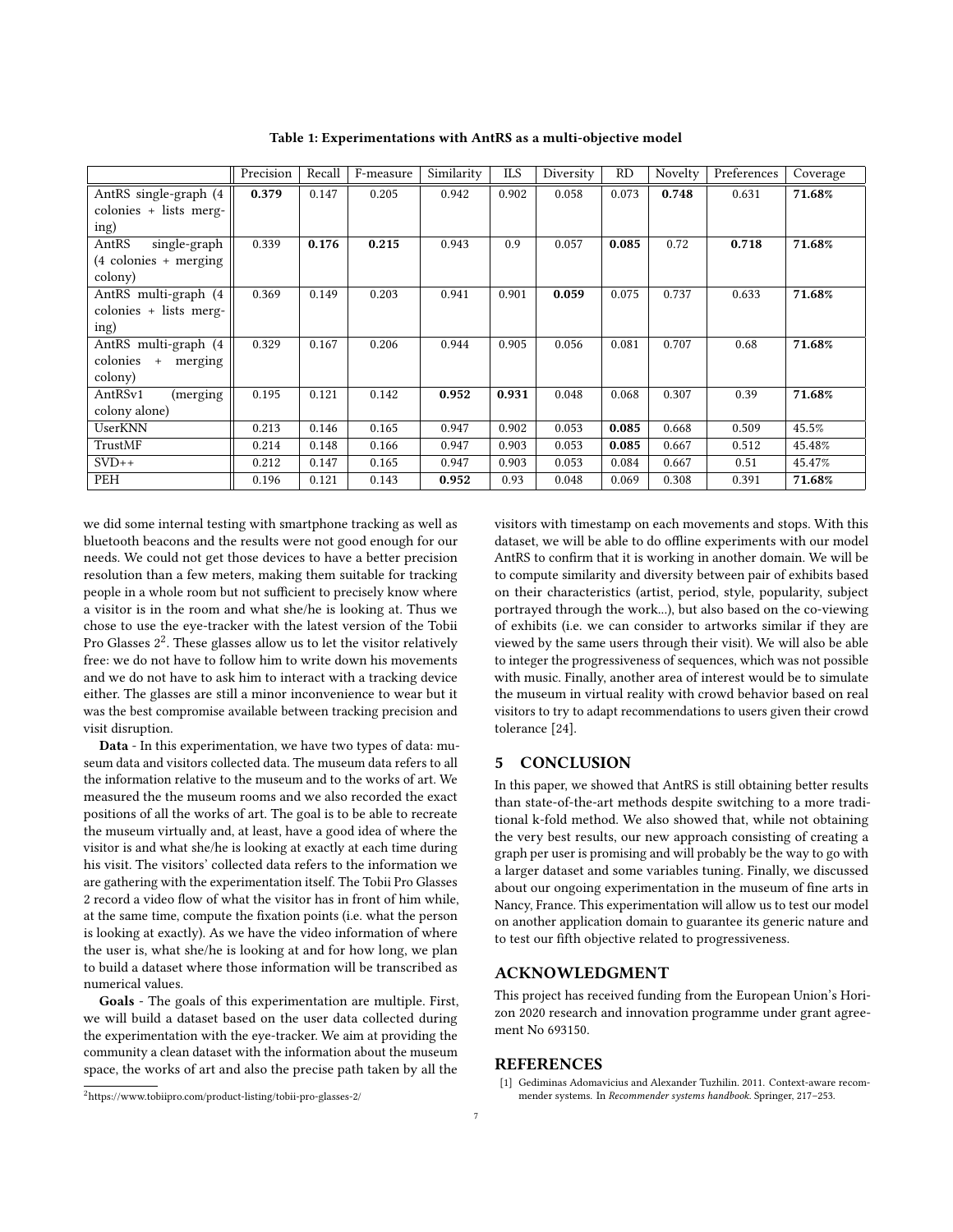**Table 1: Experimentations with AntRS as a multi-objective model**

| | Precision | Recall | F-measure | Similarity | ILS | Diversity | RD | Novelty | Preferences | Coverage |
|---|---|---|---|---|---|---|---|---|---|---|
| AntRS single-graph (4 colonies + lists merging) | **0.379** | 0.147 | 0.205 | 0.942 | 0.902 | 0.058 | 0.073 | **0.748** | 0.631 | **71.68%** |
| AntRS single-graph (4 colonies + merging colony) | 0.339 | **0.176** | **0.215** | 0.943 | 0.9 | 0.057 | **0.085** | 0.72 | **0.718** | **71.68%** |
| AntRS multi-graph (4 colonies + lists merging) | 0.369 | 0.149 | 0.203 | 0.941 | 0.901 | **0.059** | 0.075 | 0.737 | 0.633 | **71.68%** |
| AntRS multi-graph (4 colonies + merging colony) | 0.329 | 0.167 | 0.206 | 0.944 | 0.905 | 0.056 | 0.081 | 0.707 | 0.68 | **71.68%** |
| AntRSv1 (merging colony alone) | 0.195 | 0.121 | 0.142 | **0.952** | **0.931** | 0.048 | 0.068 | 0.307 | 0.39 | **71.68%** |
| UserKNN | 0.213 | 0.146 | 0.165 | 0.947 | 0.902 | 0.053 | **0.085** | 0.668 | 0.509 | 45.5% |
| TrustMF | 0.214 | 0.148 | 0.166 | 0.947 | 0.903 | 0.053 | **0.085** | 0.667 | 0.512 | 45.48% |
| SVD++ | 0.212 | 0.147 | 0.165 | 0.947 | 0.903 | 0.053 | 0.084 | 0.667 | 0.51 | 45.47% |
| PEH | 0.196 | 0.121 | 0.143 | **0.952** | 0.93 | 0.048 | 0.069 | 0.308 | 0.391 | **71.68%** |

we did some internal testing with smartphone tracking as well as bluetooth beacons and the results were not good enough for our needs. We could not get those devices to have a better precision resolution than a few meters, making them suitable for tracking people in a whole room but not sufficient to precisely know where a visitor is in the room and what she/he is looking at. Thus we chose to use the eye-tracker with the latest version of the Tobii Pro Glasses 2[2]. These glasses allow us to let the visitor relatively free: we do not have to follow him to write down his movements and we do not have to ask him to interact with a tracking device either. The glasses are still a minor inconvenience to wear but it was the best compromise available between tracking precision and visit disruption.

**Data** - In this experimentation, we have two types of data: museum data and visitors collected data. The museum data refers to all the information relative to the museum and to the works of art. We measured the the museum rooms and we also recorded the exact positions of all the works of art. The goal is to be able to recreate the museum virtually and, at least, have a good idea of where the visitor is and what she/he is looking at exactly at each time during his visit. The visitors' collected data refers to the information we are gathering with the experimentation itself. The Tobii Pro Glasses 2 record a video flow of what the visitor has in front of him while, at the same time, compute the fixation points (i.e. what the person is looking at exactly). As we have the video information of where the user is, what she/he is looking at and for how long, we plan to build a dataset where those information will be transcribed as numerical values.

**Goals** - The goals of this experimentation are multiple. First, we will build a dataset based on the user data collected during the experimentation with the eye-tracker. We aim at providing the community a clean dataset with the information about the museum space, the works of art and also the precise path taken by all the visitors with timestamp on each movements and stops. With this dataset, we will be able to do offline experiments with our model AntRS to confirm that it is working in another domain. We will be to compute similarity and diversity between pair of exhibits based on their characteristics (artist, period, style, popularity, subject portrayed through the work...), but also based on the co-viewing of exhibits (i.e. we can consider to artworks similar if they are viewed by the same users through their visit). We will also be able to integer the progressiveness of sequences, which was not possible with music. Finally, another area of interest would be to simulate the museum in virtual reality with crowd behavior based on real visitors to try to adapt recommendations to users given their crowd tolerance [24].

[2] https://www.tobiipro.com/product-listing/tobii-pro-glasses-2/

## 5 CONCLUSION

In this paper, we showed that AntRS is still obtaining better results than state-of-the-art methods despite switching to a more traditional k-fold method. We also showed that, while not obtaining the very best results, our new approach consisting of creating a graph per user is promising and will probably be the way to go with a larger dataset and some variables tuning. Finally, we discussed about our ongoing experimentation in the museum of fine arts in Nancy, France. This experimentation will allow us to test our model on another application domain to guarantee its generic nature and to test our fifth objective related to progressiveness.

## ACKNOWLEDGMENT

This project has received funding from the European Union's Horizon 2020 research and innovation programme under grant agreement No 693150.

## REFERENCES

[1] Gediminas Adomavicius and Alexander Tuzhilin. 2011. Context-aware recommender systems. In *Recommender systems handbook*. Springer, 217–253.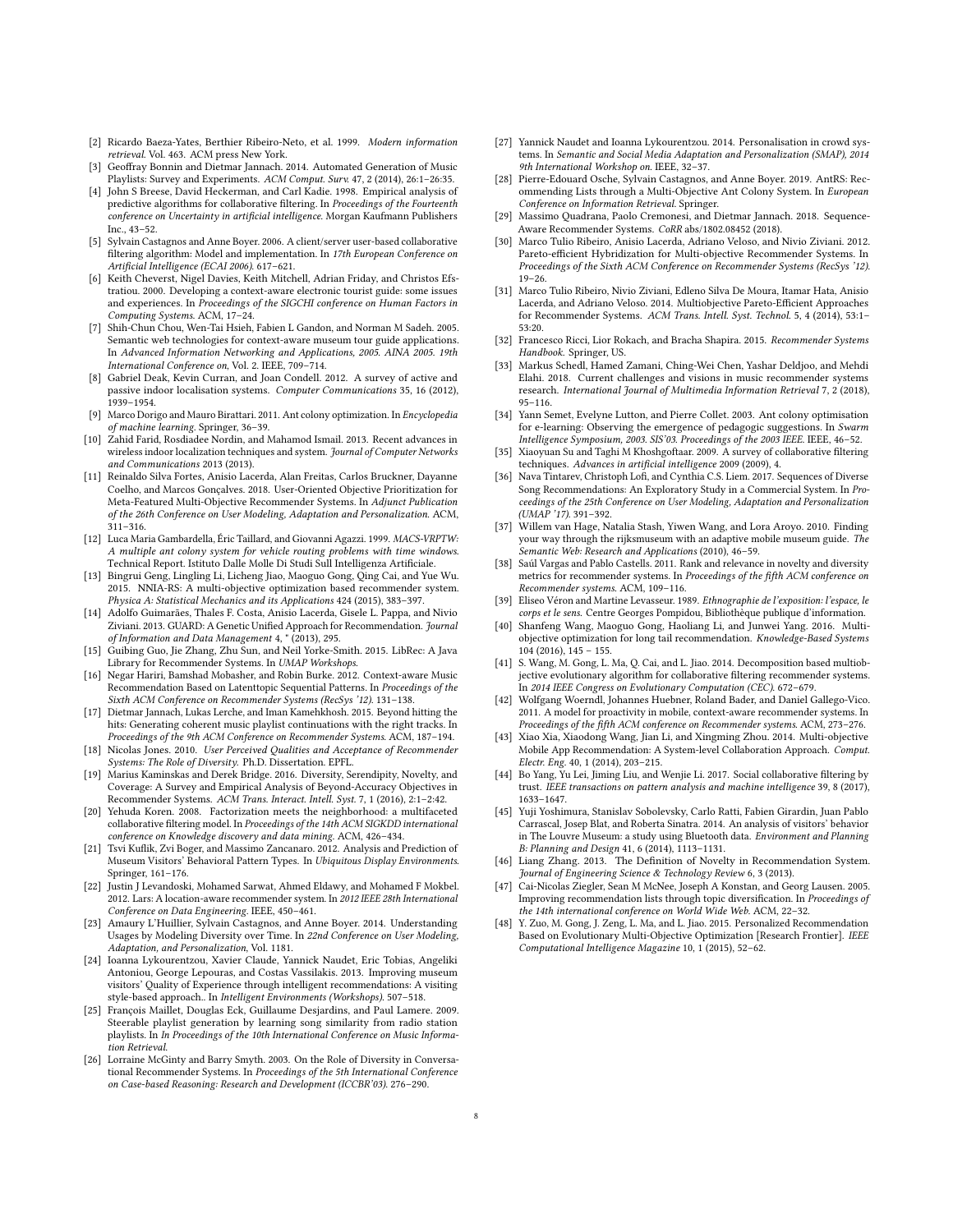- [2] Ricardo Baeza-Yates, Berthier Ribeiro-Neto, et al. 1999. *Modern information retrieval*. Vol. 463. ACM press New York.
- [3] Geoffray Bonnin and Dietmar Jannach. 2014. Automated Generation of Music Playlists: Survey and Experiments. *ACM Comput. Surv.* 47, 2 (2014), 26:1–26:35.
- [4] John S Breese, David Heckerman, and Carl Kadie. 1998. Empirical analysis of predictive algorithms for collaborative filtering. In *Proceedings of the Fourteenth conference on Uncertainty in artificial intelligence*. Morgan Kaufmann Publishers Inc., 43–52.
- [5] Sylvain Castagnos and Anne Boyer. 2006. A client/server user-based collaborative filtering algorithm: Model and implementation. In *17th European Conference on Artificial Intelligence (ECAI 2006)*. 617–621.
- [6] Keith Cheverst, Nigel Davies, Keith Mitchell, Adrian Friday, and Christos Efstratiou. 2000. Developing a context-aware electronic tourist guide: some issues and experiences. In *Proceedings of the SIGCHI conference on Human Factors in Computing Systems*. ACM, 17–24.
- [7] Shih-Chun Chou, Wen-Tai Hsieh, Fabien L Gandon, and Norman M Sadeh. 2005. Semantic web technologies for context-aware museum tour guide applications. In *Advanced Information Networking and Applications, 2005. AINA 2005. 19th International Conference on*, Vol. 2. IEEE, 709–714.
- [8] Gabriel Deak, Kevin Curran, and Joan Condell. 2012. A survey of active and passive indoor localisation systems. *Computer Communications* 35, 16 (2012), 1939–1954.
- [9] Marco Dorigo and Mauro Birattari. 2011. Ant colony optimization. In *Encyclopedia of machine learning*. Springer, 36–39.
- [10] Zahid Farid, Rosdiadee Nordin, and Mahamod Ismail. 2013. Recent advances in wireless indoor localization techniques and system. *Journal of Computer Networks and Communications* 2013 (2013).
- [11] Reinaldo Silva Fortes, Anisio Lacerda, Alan Freitas, Carlos Bruckner, Dayanne Coelho, and Marcos Gonçalves. 2018. User-Oriented Objective Prioritization for Meta-Featured Multi-Objective Recommender Systems. In *Adjunct Publication of the 26th Conference on User Modeling, Adaptation and Personalization*. ACM, 311–316.
- [12] Luca Maria Gambardella, Éric Taillard, and Giovanni Agazzi. 1999. *MACS-VRPTW: A multiple ant colony system for vehicle routing problems with time windows*. Technical Report. Istituto Dalle Molle Di Studi Sull Intelligenza Artificiale.
- [13] Bingrui Geng, Lingling Li, Licheng Jiao, Maoguo Gong, Qing Cai, and Yue Wu. 2015. NNIA-RS: A multi-objective optimization based recommender system. *Physica A: Statistical Mechanics and its Applications* 424 (2015), 383–397.
- [14] Adolfo Guimarães, Thales F. Costa, Anisio Lacerda, Gisele L. Pappa, and Nivio Ziviani. 2013. GUARD: A Genetic Unified Approach for Recommendation. *Journal of Information and Data Management* 4, " (2013), 295.
- [15] Guibing Guo, Jie Zhang, Zhu Sun, and Neil Yorke-Smith. 2015. LibRec: A Java Library for Recommender Systems. In *UMAP Workshops*.
- [16] Negar Hariri, Bamshad Mobasher, and Robin Burke. 2012. Context-aware Music Recommendation Based on Latenttopic Sequential Patterns. In *Proceedings of the Sixth ACM Conference on Recommender Systems (RecSys '12)*. 131–138.
- [17] Dietmar Jannach, Lukas Lerche, and Iman Kamehkhosh. 2015. Beyond hitting the hits: Generating coherent music playlist continuations with the right tracks. In *Proceedings of the 9th ACM Conference on Recommender Systems*. ACM, 187–194.
- [18] Nicolas Jones. 2010. *User Perceived Qualities and Acceptance of Recommender Systems: The Role of Diversity*. Ph.D. Dissertation. EPFL.
- [19] Marius Kaminskas and Derek Bridge. 2016. Diversity, Serendipity, Novelty, and Coverage: A Survey and Empirical Analysis of Beyond-Accuracy Objectives in Recommender Systems. *ACM Trans. Interact. Intell. Syst.* 7, 1 (2016), 2:1–2:42.
- [20] Yehuda Koren. 2008. Factorization meets the neighborhood: a multifaceted collaborative filtering model. In *Proceedings of the 14th ACM SIGKDD international conference on Knowledge discovery and data mining*. ACM, 426–434.
- [21] Tsvi Kuflik, Zvi Boger, and Massimo Zancanaro. 2012. Analysis and Prediction of Museum Visitors' Behavioral Pattern Types. In *Ubiquitous Display Environments*. Springer, 161–176.
- [22] Justin J Levandoski, Mohamed Sarwat, Ahmed Eldawy, and Mohamed F Mokbel. 2012. Lars: A location-aware recommender system. In *2012 IEEE 28th International Conference on Data Engineering*. IEEE, 450–461.
- [23] Amaury L'Huillier, Sylvain Castagnos, and Anne Boyer. 2014. Understanding Usages by Modeling Diversity over Time. In *22nd Conference on User Modeling, Adaptation, and Personalization*, Vol. 1181.
- [24] Ioanna Lykourentzou, Xavier Claude, Yannick Naudet, Eric Tobias, Angeliki Antoniou, George Lepouras, and Costas Vassilakis. 2013. Improving museum visitors' Quality of Experience through intelligent recommendations: A visiting style-based approach.. In *Intelligent Environments (Workshops)*. 507–518.
- [25] François Maillet, Douglas Eck, Guillaume Desjardins, and Paul Lamere. 2009. Steerable playlist generation by learning song similarity from radio station playlists. In *In Proceedings of the 10th International Conference on Music Information Retrieval*.
- [26] Lorraine McGinty and Barry Smyth. 2003. On the Role of Diversity in Conversational Recommender Systems. In *Proceedings of the 5th International Conference on Case-based Reasoning: Research and Development (ICCBR'03)*. 276–290.
- [27] Yannick Naudet and Ioanna Lykourentzou. 2014. Personalisation in crowd systems. In *Semantic and Social Media Adaptation and Personalization (SMAP), 2014 9th International Workshop on*. IEEE, 32–37.
- [28] Pierre-Edouard Osche, Sylvain Castagnos, and Anne Boyer. 2019. AntRS: Recommending Lists through a Multi-Objective Ant Colony System. In *European Conference on Information Retrieval*. Springer.
- [29] Massimo Quadrana, Paolo Cremonesi, and Dietmar Jannach. 2018. Sequence-Aware Recommender Systems. *CoRR* abs/1802.08452 (2018).
- [30] Marco Tulio Ribeiro, Anisio Lacerda, Adriano Veloso, and Nivio Ziviani. 2012. Pareto-efficient Hybridization for Multi-objective Recommender Systems. In *Proceedings of the Sixth ACM Conference on Recommender Systems (RecSys '12)*. 19–26.
- [31] Marco Tulio Ribeiro, Nivio Ziviani, Edleno Silva De Moura, Itamar Hata, Anisio Lacerda, and Adriano Veloso. 2014. Multiobjective Pareto-Efficient Approaches for Recommender Systems. *ACM Trans. Intell. Syst. Technol.* 5, 4 (2014), 53:1–53:20.
- [32] Francesco Ricci, Lior Rokach, and Bracha Shapira. 2015. *Recommender Systems Handbook*. Springer, US.
- [33] Markus Schedl, Hamed Zamani, Ching-Wei Chen, Yashar Deldjoo, and Mehdi Elahi. 2018. Current challenges and visions in music recommender systems research. *International Journal of Multimedia Information Retrieval* 7, 2 (2018), 95–116.
- [34] Yann Semet, Evelyne Lutton, and Pierre Collet. 2003. Ant colony optimisation for e-learning: Observing the emergence of pedagogic suggestions. In *Swarm Intelligence Symposium, 2003. SIS'03. Proceedings of the 2003 IEEE*. IEEE, 46–52.
- [35] Xiaoyuan Su and Taghi M Khoshgoftaar. 2009. A survey of collaborative filtering techniques. *Advances in artificial intelligence* 2009 (2009), 4.
- [36] Nava Tintarev, Christoph Lofi, and Cynthia C.S. Liem. 2017. Sequences of Diverse Song Recommendations: An Exploratory Study in a Commercial System. In *Proceedings of the 25th Conference on User Modeling, Adaptation and Personalization (UMAP '17)*. 391–392.
- [37] Willem van Hage, Natalia Stash, Yiwen Wang, and Lora Aroyo. 2010. Finding your way through the rijksmuseum with an adaptive mobile museum guide. *The Semantic Web: Research and Applications* (2010), 46–59.
- [38] Saúl Vargas and Pablo Castells. 2011. Rank and relevance in novelty and diversity metrics for recommender systems. In *Proceedings of the fifth ACM conference on Recommender systems*. ACM, 109–116.
- [39] Eliseo Véron and Martine Levasseur. 1989. *Ethnographie de l'exposition: l'espace, le corps et le sens*. Centre Georges Pompidou, Bibliothèque publique d'information.
- [40] Shanfeng Wang, Maoguo Gong, Haoliang Li, and Junwei Yang. 2016. Multi-objective optimization for long tail recommendation. *Knowledge-Based Systems* 104 (2016), 145 – 155.
- [41] S. Wang, M. Gong, L. Ma, Q. Cai, and L. Jiao. 2014. Decomposition based multiobjective evolutionary algorithm for collaborative filtering recommender systems. In *2014 IEEE Congress on Evolutionary Computation (CEC)*. 672–679.
- [42] Wolfgang Woerndl, Johannes Huebner, Roland Bader, and Daniel Gallego-Vico. 2011. A model for proactivity in mobile, context-aware recommender systems. In *Proceedings of the fifth ACM conference on Recommender systems*. ACM, 273–276.
- [43] Xiao Xia, Xiaodong Wang, Jian Li, and Xingming Zhou. 2014. Multi-objective Mobile App Recommendation: A System-level Collaboration Approach. *Comput. Electr. Eng.* 40, 1 (2014), 203–215.
- [44] Bo Yang, Yu Lei, Jiming Liu, and Wenjie Li. 2017. Social collaborative filtering by trust. *IEEE transactions on pattern analysis and machine intelligence* 39, 8 (2017), 1633–1647.
- [45] Yuji Yoshimura, Stanislav Sobolevsky, Carlo Ratti, Fabien Girardin, Juan Pablo Carrascal, Josep Blat, and Roberta Sinatra. 2014. An analysis of visitors' behavior in The Louvre Museum: a study using Bluetooth data. *Environment and Planning B: Planning and Design* 41, 6 (2014), 1113–1131.
- [46] Liang Zhang. 2013. The Definition of Novelty in Recommendation System. *Journal of Engineering Science & Technology Review* 6, 3 (2013).
- [47] Cai-Nicolas Ziegler, Sean M McNee, Joseph A Konstan, and Georg Lausen. 2005. Improving recommendation lists through topic diversification. In *Proceedings of the 14th international conference on World Wide Web*. ACM, 22–32.
- [48] Y. Zuo, M. Gong, J. Zeng, L. Ma, and L. Jiao. 2015. Personalized Recommendation Based on Evolutionary Multi-Objective Optimization [Research Frontier]. *IEEE Computational Intelligence Magazine* 10, 1 (2015), 52–62.